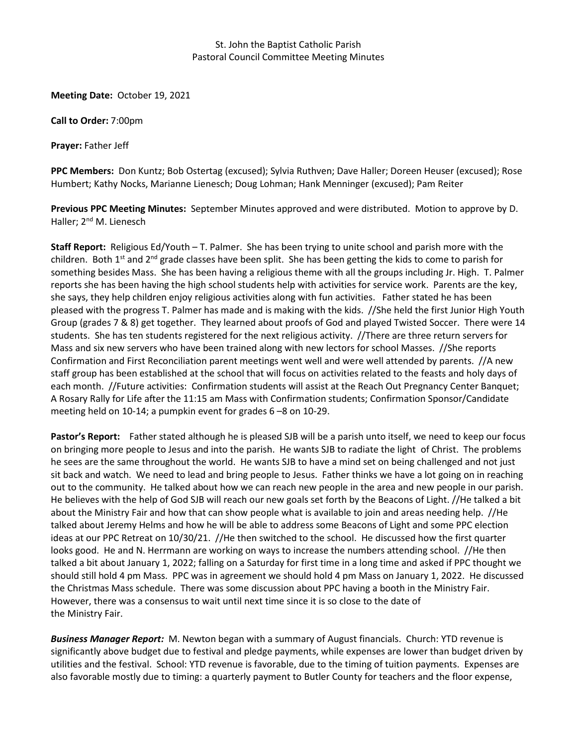St. John the Baptist Catholic Parish
Pastoral Council Committee Meeting Minutes

**Meeting Date:** October 19, 2021

**Call to Order:** 7:00pm

**Prayer:** Father Jeff

**PPC Members:** Don Kuntz; Bob Ostertag (excused); Sylvia Ruthven; Dave Haller; Doreen Heuser (excused); Rose Humbert; Kathy Nocks, Marianne Lienesch; Doug Lohman; Hank Menninger (excused); Pam Reiter

**Previous PPC Meeting Minutes:** September Minutes approved and were distributed. Motion to approve by D. Haller; 2nd M. Lienesch

**Staff Report:** Religious Ed/Youth – T. Palmer. She has been trying to unite school and parish more with the children. Both 1st and 2nd grade classes have been split. She has been getting the kids to come to parish for something besides Mass. She has been having a religious theme with all the groups including Jr. High. T. Palmer reports she has been having the high school students help with activities for service work. Parents are the key, she says, they help children enjoy religious activities along with fun activities. Father stated he has been pleased with the progress T. Palmer has made and is making with the kids. //She held the first Junior High Youth Group (grades 7 & 8) get together. They learned about proofs of God and played Twisted Soccer. There were 14 students. She has ten students registered for the next religious activity. //There are three return servers for Mass and six new servers who have been trained along with new lectors for school Masses. //She reports Confirmation and First Reconciliation parent meetings went well and were well attended by parents. //A new staff group has been established at the school that will focus on activities related to the feasts and holy days of each month. //Future activities: Confirmation students will assist at the Reach Out Pregnancy Center Banquet; A Rosary Rally for Life after the 11:15 am Mass with Confirmation students; Confirmation Sponsor/Candidate meeting held on 10-14; a pumpkin event for grades 6 –8 on 10-29.

**Pastor's Report:** Father stated although he is pleased SJB will be a parish unto itself, we need to keep our focus on bringing more people to Jesus and into the parish. He wants SJB to radiate the light of Christ. The problems he sees are the same throughout the world. He wants SJB to have a mind set on being challenged and not just sit back and watch. We need to lead and bring people to Jesus. Father thinks we have a lot going on in reaching out to the community. He talked about how we can reach new people in the area and new people in our parish. He believes with the help of God SJB will reach our new goals set forth by the Beacons of Light. //He talked a bit about the Ministry Fair and how that can show people what is available to join and areas needing help. //He talked about Jeremy Helms and how he will be able to address some Beacons of Light and some PPC election ideas at our PPC Retreat on 10/30/21. //He then switched to the school. He discussed how the first quarter looks good. He and N. Herrmann are working on ways to increase the numbers attending school. //He then talked a bit about January 1, 2022; falling on a Saturday for first time in a long time and asked if PPC thought we should still hold 4 pm Mass. PPC was in agreement we should hold 4 pm Mass on January 1, 2022. He discussed the Christmas Mass schedule. There was some discussion about PPC having a booth in the Ministry Fair. However, there was a consensus to wait until next time since it is so close to the date of the Ministry Fair.

***Business Manager Report:*** M. Newton began with a summary of August financials. Church: YTD revenue is significantly above budget due to festival and pledge payments, while expenses are lower than budget driven by utilities and the festival. School: YTD revenue is favorable, due to the timing of tuition payments. Expenses are also favorable mostly due to timing: a quarterly payment to Butler County for teachers and the floor expense,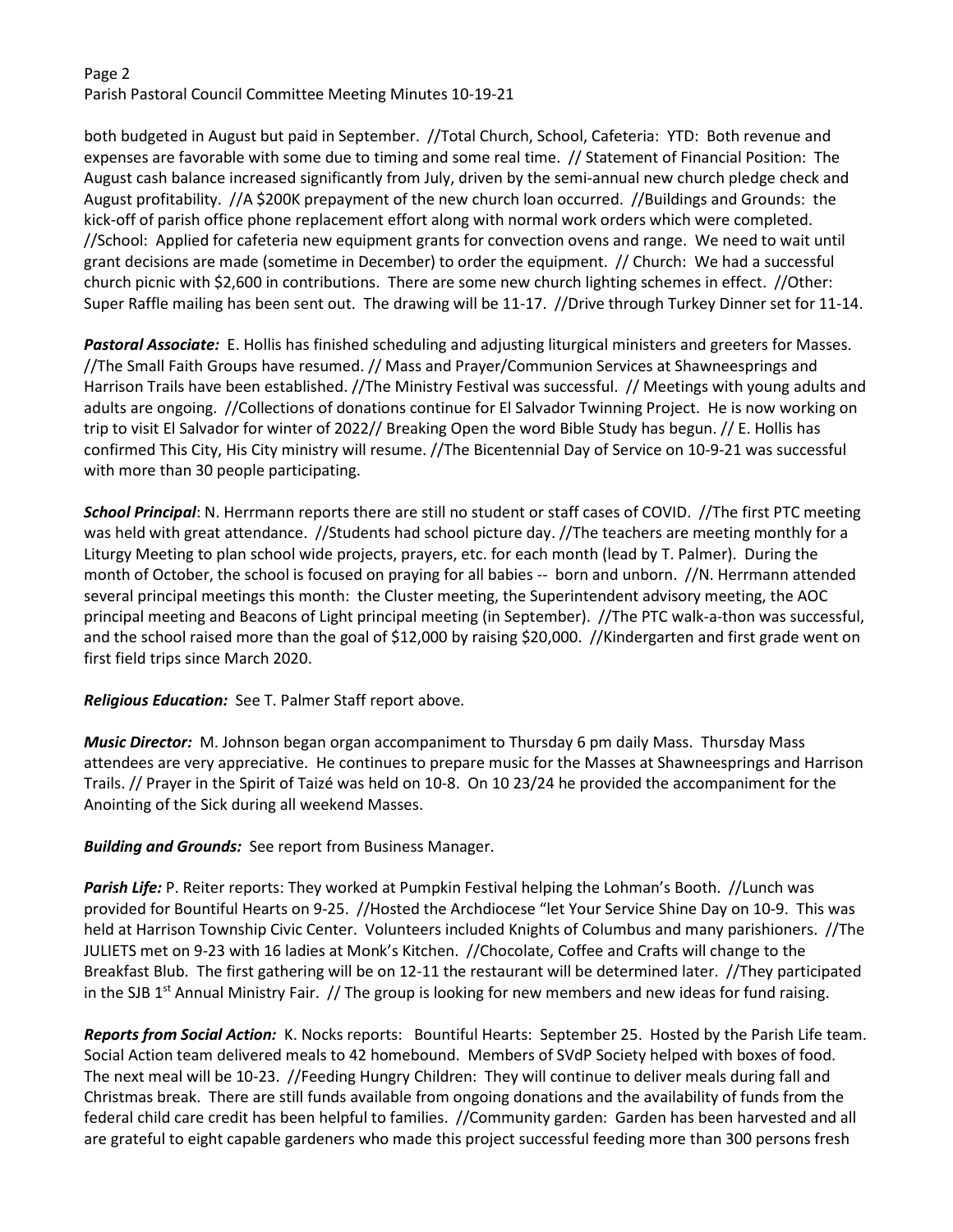both budgeted in August but paid in September. //Total Church, School, Cafeteria: YTD: Both revenue and expenses are favorable with some due to timing and some real time. // Statement of Financial Position: The August cash balance increased significantly from July, driven by the semi-annual new church pledge check and August profitability. //A $200K prepayment of the new church loan occurred. //Buildings and Grounds: the kick-off of parish office phone replacement effort along with normal work orders which were completed. //School: Applied for cafeteria new equipment grants for convection ovens and range. We need to wait until grant decisions are made (sometime in December) to order the equipment. // Church: We had a successful church picnic with $2,600 in contributions. There are some new church lighting schemes in effect. //Other: Super Raffle mailing has been sent out. The drawing will be 11-17. //Drive through Turkey Dinner set for 11-14.

***Pastoral Associate:*** E. Hollis has finished scheduling and adjusting liturgical ministers and greeters for Masses. //The Small Faith Groups have resumed. // Mass and Prayer/Communion Services at Shawneesprings and Harrison Trails have been established. //The Ministry Festival was successful. // Meetings with young adults and adults are ongoing. //Collections of donations continue for El Salvador Twinning Project. He is now working on trip to visit El Salvador for winter of 2022// Breaking Open the word Bible Study has begun. // E. Hollis has confirmed This City, His City ministry will resume. //The Bicentennial Day of Service on 10-9-21 was successful with more than 30 people participating.

***School Principal***: N. Herrmann reports there are still no student or staff cases of COVID. //The first PTC meeting was held with great attendance. //Students had school picture day. //The teachers are meeting monthly for a Liturgy Meeting to plan school wide projects, prayers, etc. for each month (lead by T. Palmer). During the month of October, the school is focused on praying for all babies -- born and unborn. //N. Herrmann attended several principal meetings this month: the Cluster meeting, the Superintendent advisory meeting, the AOC principal meeting and Beacons of Light principal meeting (in September). //The PTC walk-a-thon was successful, and the school raised more than the goal of $12,000 by raising $20,000. //Kindergarten and first grade went on first field trips since March 2020.

***Religious Education:*** See T. Palmer Staff report above.

***Music Director:*** M. Johnson began organ accompaniment to Thursday 6 pm daily Mass. Thursday Mass attendees are very appreciative. He continues to prepare music for the Masses at Shawneesprings and Harrison Trails. // Prayer in the Spirit of Taizé was held on 10-8. On 10 23/24 he provided the accompaniment for the Anointing of the Sick during all weekend Masses.

***Building and Grounds:*** See report from Business Manager.

***Parish Life:*** P. Reiter reports: They worked at Pumpkin Festival helping the Lohman's Booth. //Lunch was provided for Bountiful Hearts on 9-25. //Hosted the Archdiocese "let Your Service Shine Day on 10-9. This was held at Harrison Township Civic Center. Volunteers included Knights of Columbus and many parishioners. //The JULIETS met on 9-23 with 16 ladies at Monk's Kitchen. //Chocolate, Coffee and Crafts will change to the Breakfast Blub. The first gathering will be on 12-11 the restaurant will be determined later. //They participated in the SJB 1st Annual Ministry Fair. // The group is looking for new members and new ideas for fund raising.

***Reports from Social Action:*** K. Nocks reports: Bountiful Hearts: September 25. Hosted by the Parish Life team. Social Action team delivered meals to 42 homebound. Members of SVdP Society helped with boxes of food. The next meal will be 10-23. //Feeding Hungry Children: They will continue to deliver meals during fall and Christmas break. There are still funds available from ongoing donations and the availability of funds from the federal child care credit has been helpful to families. //Community garden: Garden has been harvested and all are grateful to eight capable gardeners who made this project successful feeding more than 300 persons fresh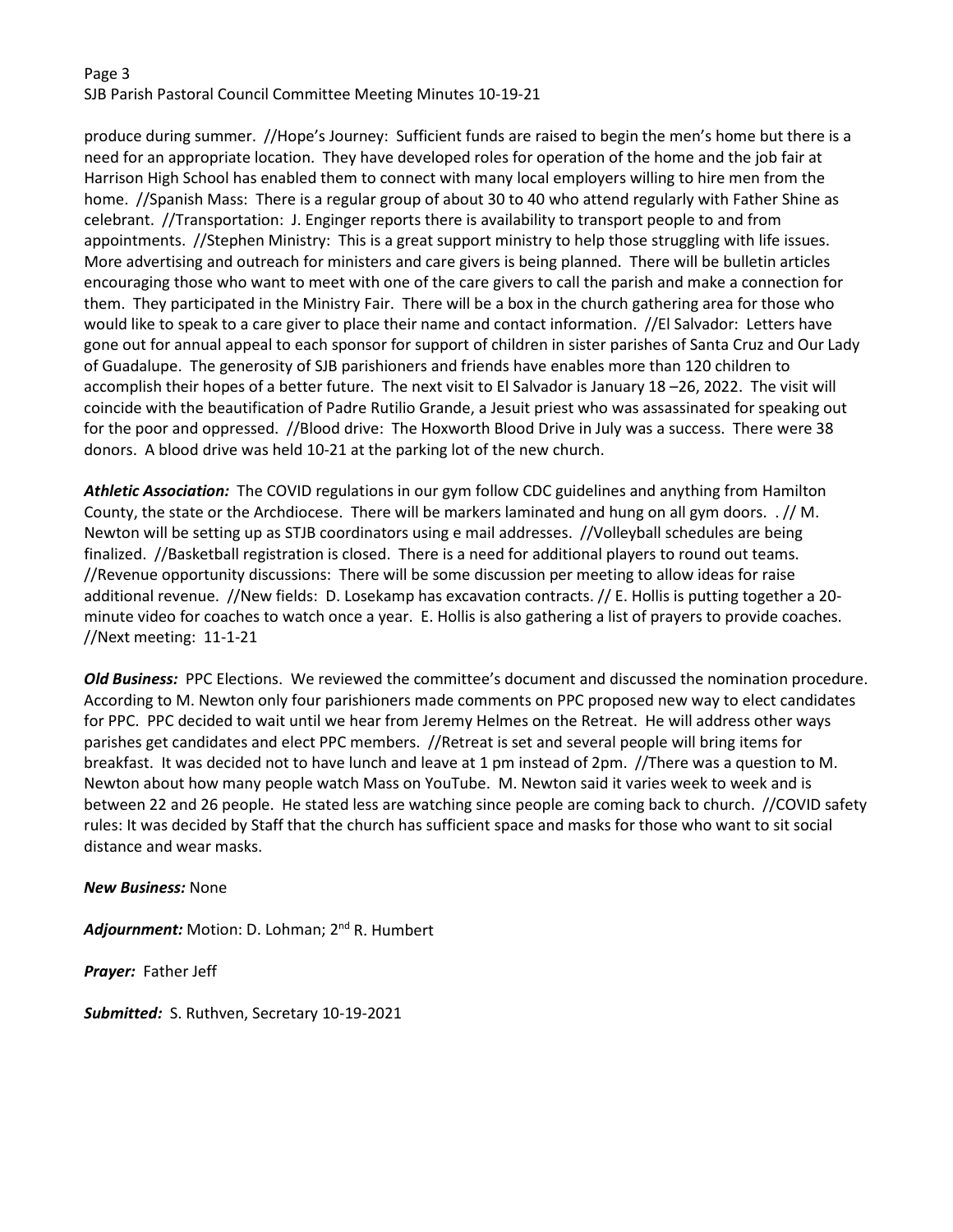produce during summer. //Hope's Journey: Sufficient funds are raised to begin the men's home but there is a need for an appropriate location. They have developed roles for operation of the home and the job fair at Harrison High School has enabled them to connect with many local employers willing to hire men from the home. //Spanish Mass: There is a regular group of about 30 to 40 who attend regularly with Father Shine as celebrant. //Transportation: J. Enginger reports there is availability to transport people to and from appointments. //Stephen Ministry: This is a great support ministry to help those struggling with life issues. More advertising and outreach for ministers and care givers is being planned. There will be bulletin articles encouraging those who want to meet with one of the care givers to call the parish and make a connection for them. They participated in the Ministry Fair. There will be a box in the church gathering area for those who would like to speak to a care giver to place their name and contact information. //El Salvador: Letters have gone out for annual appeal to each sponsor for support of children in sister parishes of Santa Cruz and Our Lady of Guadalupe. The generosity of SJB parishioners and friends have enables more than 120 children to accomplish their hopes of a better future. The next visit to El Salvador is January 18 –26, 2022. The visit will coincide with the beautification of Padre Rutilio Grande, a Jesuit priest who was assassinated for speaking out for the poor and oppressed. //Blood drive: The Hoxworth Blood Drive in July was a success. There were 38 donors. A blood drive was held 10-21 at the parking lot of the new church.

***Athletic Association:*** The COVID regulations in our gym follow CDC guidelines and anything from Hamilton County, the state or the Archdiocese. There will be markers laminated and hung on all gym doors. . // M. Newton will be setting up as STJB coordinators using e mail addresses. //Volleyball schedules are being finalized. //Basketball registration is closed. There is a need for additional players to round out teams. //Revenue opportunity discussions: There will be some discussion per meeting to allow ideas for raise additional revenue. //New fields: D. Losekamp has excavation contracts. // E. Hollis is putting together a 20-minute video for coaches to watch once a year. E. Hollis is also gathering a list of prayers to provide coaches. //Next meeting: 11-1-21

***Old Business:*** PPC Elections. We reviewed the committee's document and discussed the nomination procedure. According to M. Newton only four parishioners made comments on PPC proposed new way to elect candidates for PPC. PPC decided to wait until we hear from Jeremy Helmes on the Retreat. He will address other ways parishes get candidates and elect PPC members. //Retreat is set and several people will bring items for breakfast. It was decided not to have lunch and leave at 1 pm instead of 2pm. //There was a question to M. Newton about how many people watch Mass on YouTube. M. Newton said it varies week to week and is between 22 and 26 people. He stated less are watching since people are coming back to church. //COVID safety rules: It was decided by Staff that the church has sufficient space and masks for those who want to sit social distance and wear masks.

***New Business:*** None

***Adjournment:*** Motion: D. Lohman; 2nd R. Humbert

***Prayer:*** Father Jeff

***Submitted:*** S. Ruthven, Secretary 10-19-2021